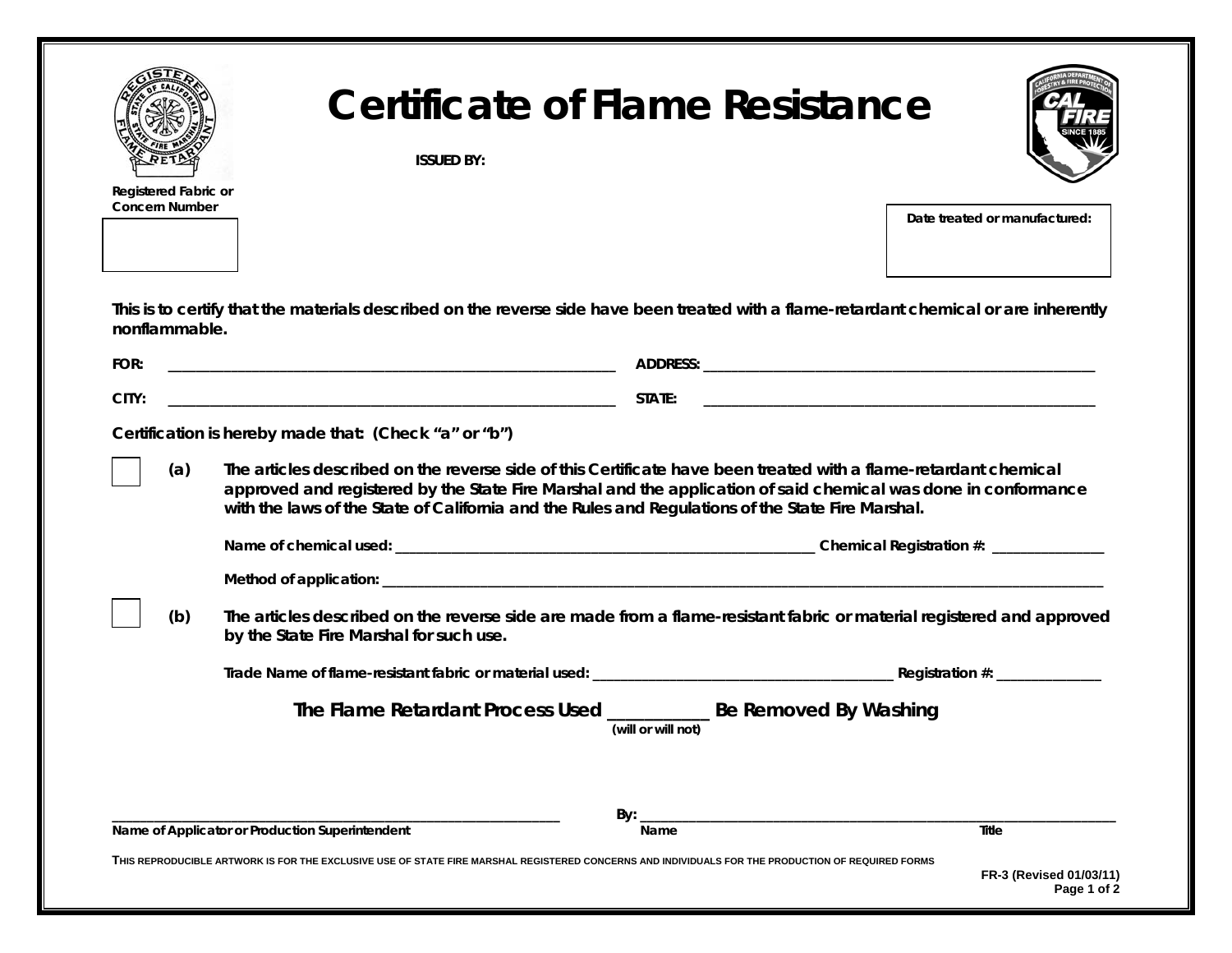# Certificate of Flame Resistance

**ISSUED BY:**

**Registered Fabric or Concern Number**

**Date treated or manufactured:**

**This is to certify that the materials described on the reverse side have been treated with a flame-retardant chemical or are inherently nonflammable.**

**FOR:** ____________________________________________ **ADDRESS:** ____________________________________________

**CITY:** ____________________________________________ **STATE:** ____________________________________________

**Certification is hereby made that: (Check "a" or "b")**

☐ **(a)** **The articles described on the reverse side of this Certificate have been treated with a flame-retardant chemical approved and registered by the State Fire Marshal and the application of said chemical was done in conformance with the laws of the State of California and the Rules and Regulations of the State Fire Marshal.**

**Name of chemical used:** ____________________________________________ **Chemical Registration #:** ______________

**Method of application:** ____________________________________________________________________________

☐ **(b)** **The articles described on the reverse side are made from a flame-resistant fabric or material registered and approved by the State Fire Marshal for such use.**

**Trade Name of flame-resistant fabric or material used:** ______________________________ **Registration #:** ______________

**The Flame Retardant Process Used __________ Be Removed By Washing**
**(will or will not)**

____________________________________________ **By:** ____________________________________________

**Name of Applicator or Production Superintendent** **Name** **Title**

THIS REPRODUCIBLE ARTWORK IS FOR THE EXCLUSIVE USE OF STATE FIRE MARSHAL REGISTERED CONCERNS AND INDIVIDUALS FOR THE PRODUCTION OF REQUIRED FORMS

**FR-3 (Revised 01/03/11)**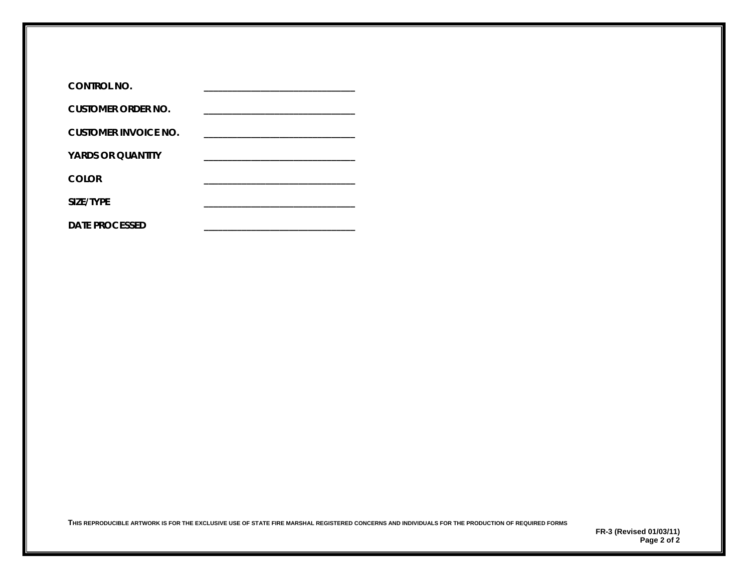**CONTROL NO.** ______________________________

**CUSTOMER ORDER NO.** ______________________________

**CUSTOMER INVOICE NO.** ______________________________

**YARDS OR QUANTITY** ______________________________

**COLOR** ______________________________

**SIZE/TYPE** ______________________________

**DATE PROCESSED** ______________________________

THIS REPRODUCIBLE ARTWORK IS FOR THE EXCLUSIVE USE OF STATE FIRE MARSHAL REGISTERED CONCERNS AND INDIVIDUALS FOR THE PRODUCTION OF REQUIRED FORMS

**FR-3 (Revised 01/03/11)**